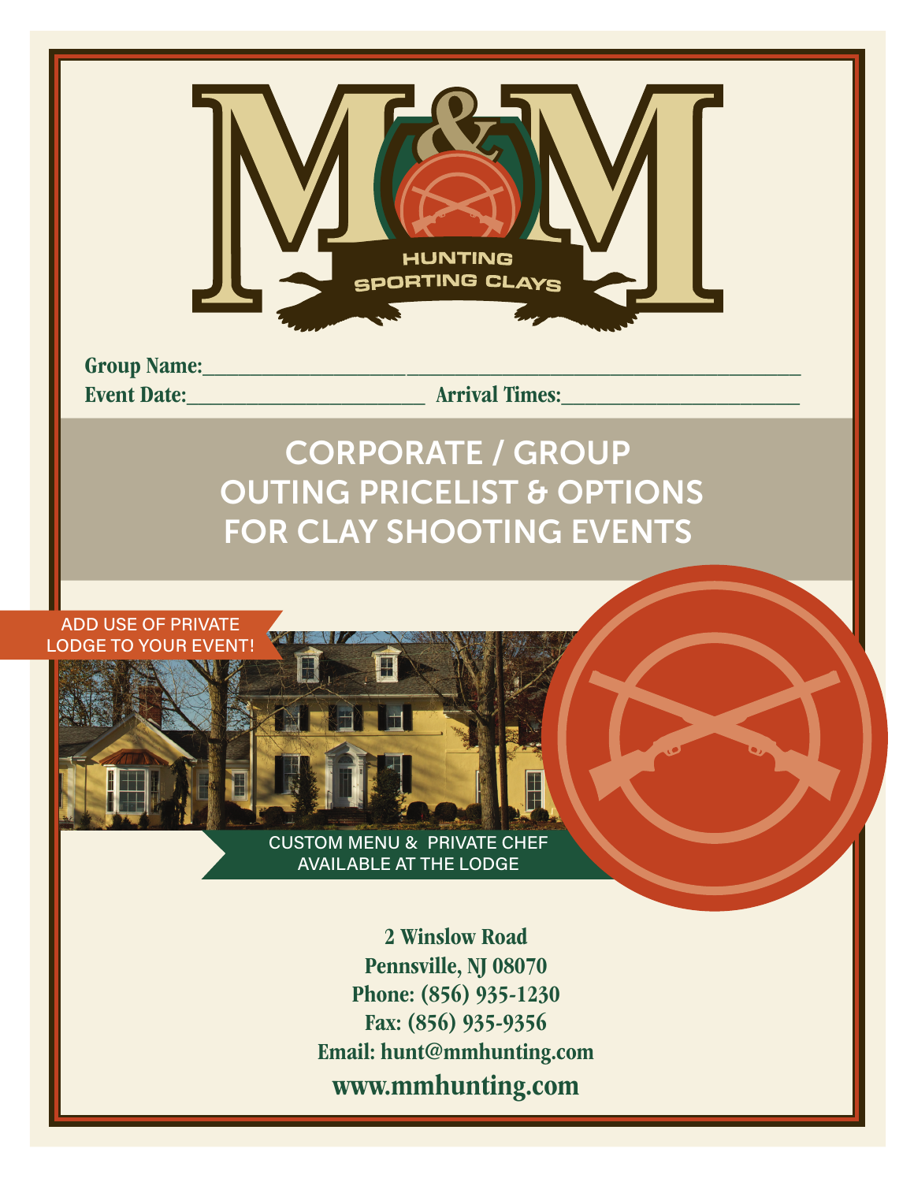# M&M

HUNTING
SPORTING CLAYS

**Group Name:**\_\_\_\_\_\_\_\_\_\_\_\_\_\_\_\_\_\_\_\_\_\_\_\_\_\_\_\_\_\_\_\_\_\_\_\_\_\_\_\_\_\_\_\_

**Event Date:**\_\_\_\_\_\_\_\_\_\_\_\_\_\_\_\_\_\_\_\_ **Arrival Times:**\_\_\_\_\_\_\_\_\_\_\_\_\_\_\_\_\_\_\_\_

## CORPORATE / GROUP OUTING PRICELIST & OPTIONS FOR CLAY SHOOTING EVENTS

ADD USE OF PRIVATE LODGE TO YOUR EVENT!

CUSTOM MENU & PRIVATE CHEF AVAILABLE AT THE LODGE

**2 Winslow Road**
**Pennsville, NJ 08070**
**Phone: (856) 935-1230**
**Fax: (856) 935-9356**
**Email: hunt@mmhunting.com**
**www.mmhunting.com**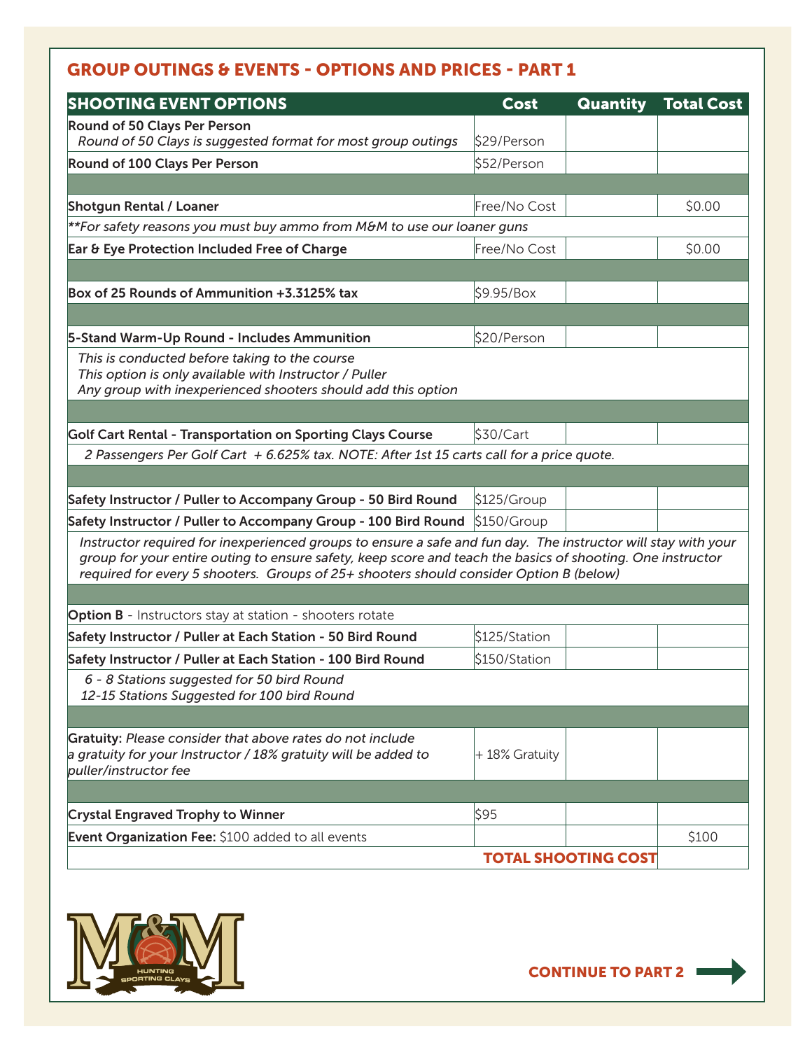## GROUP OUTINGS & EVENTS - OPTIONS AND PRICES - PART 1

| SHOOTING EVENT OPTIONS | Cost | Quantity | Total Cost |
|---|---|---|---|
| **Round of 50 Clays Per Person**<br>*Round of 50 Clays is suggested format for most group outings* | $29/Person | | |
| **Round of 100 Clays Per Person** | $52/Person | | |
| | | | |
| **Shotgun Rental / Loaner** | Free/No Cost | | $0.00 |
| *\*\*For safety reasons you must buy ammo from M&M to use our loaner guns* | | | |
| **Ear & Eye Protection Included Free of Charge** | Free/No Cost | | $0.00 |
| | | | |
| **Box of 25 Rounds of Ammunition +3.3125% tax** | $9.95/Box | | |
| | | | |
| **5-Stand Warm-Up Round - Includes Ammunition** | $20/Person | | |
| *This is conducted before taking to the course*<br>*This option is only available with Instructor / Puller*<br>*Any group with inexperienced shooters should add this option* | | | |
| | | | |
| **Golf Cart Rental - Transportation on Sporting Clays Course** | $30/Cart | | |
| *2 Passengers Per Golf Cart + 6.625% tax. NOTE: After 1st 15 carts call for a price quote.* | | | |
| | | | |
| **Safety Instructor / Puller to Accompany Group - 50 Bird Round** | $125/Group | | |
| **Safety Instructor / Puller to Accompany Group - 100 Bird Round** | $150/Group | | |
| *Instructor required for inexperienced groups to ensure a safe and fun day. The instructor will stay with your group for your entire outing to ensure safety, keep score and teach the basics of shooting. One instructor required for every 5 shooters. Groups of 25+ shooters should consider Option B (below)* | | | |
| | | | |
| **Option B** - Instructors stay at station - shooters rotate | | | |
| **Safety Instructor / Puller at Each Station - 50 Bird Round** | $125/Station | | |
| **Safety Instructor / Puller at Each Station - 100 Bird Round** | $150/Station | | |
| *6 - 8 Stations suggested for 50 bird Round*<br>*12-15 Stations Suggested for 100 bird Round* | | | |
| | | | |
| **Gratuity:** *Please consider that above rates do not include a gratuity for your Instructor / 18% gratuity will be added to puller/instructor fee* | + 18% Gratuity | | |
| | | | |
| **Crystal Engraved Trophy to Winner** | $95 | | |
| **Event Organization Fee:** $100 added to all events | | | $100 |
| | | **TOTAL SHOOTING COST** | |

**CONTINUE TO PART 2**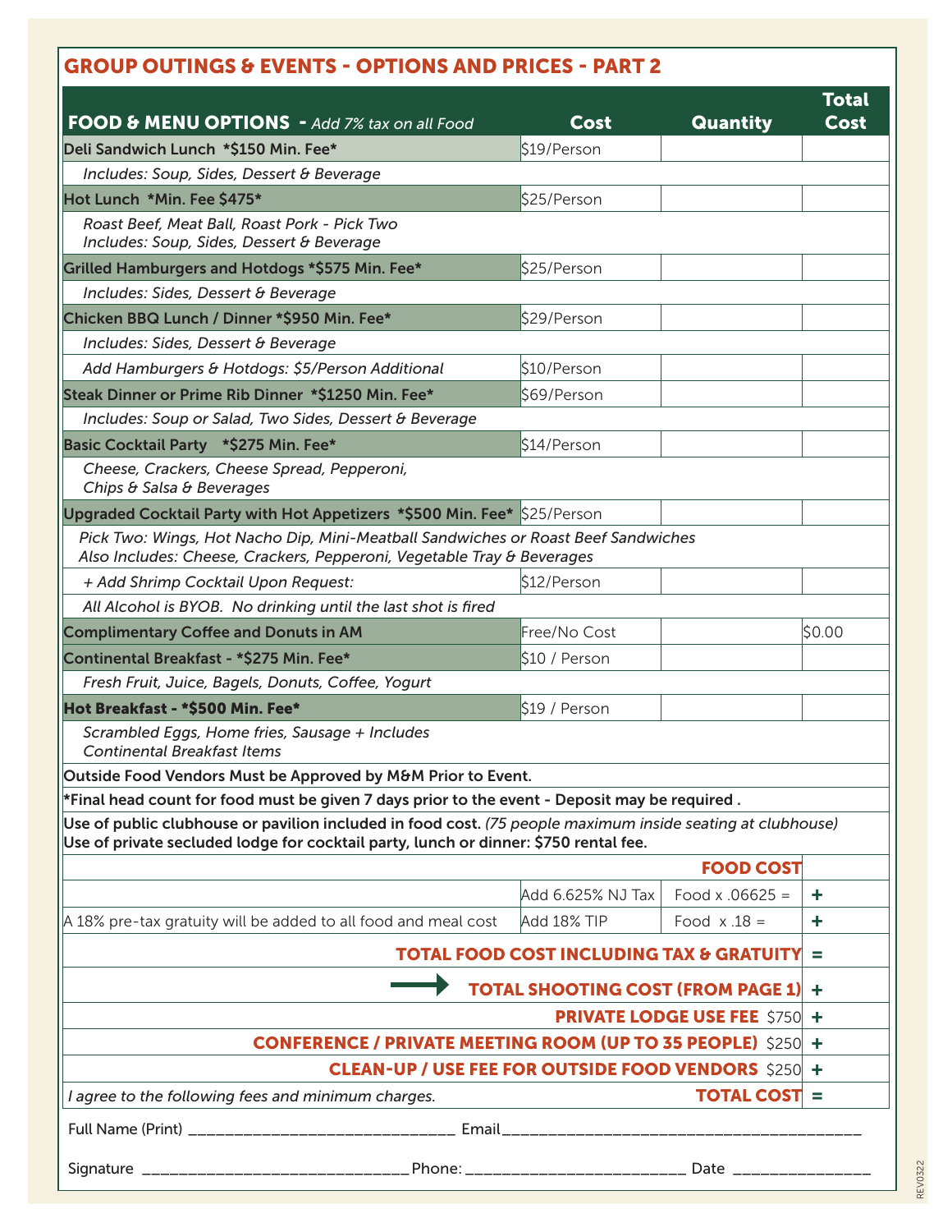## GROUP OUTINGS & EVENTS - OPTIONS AND PRICES - PART 2

| **FOOD & MENU OPTIONS** - *Add 7% tax on all Food* | **Cost** | **Quantity** | **Total Cost** |
|---|---|---|---|
| **Deli Sandwich Lunch *$150 Min. Fee*** | $19/Person | | |
| *Includes: Soup, Sides, Dessert & Beverage* | | | |
| **Hot Lunch *Min. Fee $475*** | $25/Person | | |
| *Roast Beef, Meat Ball, Roast Pork - Pick Two Includes: Soup, Sides, Dessert & Beverage* | | | |
| **Grilled Hamburgers and Hotdogs *$575 Min. Fee*** | $25/Person | | |
| *Includes: Sides, Dessert & Beverage* | | | |
| **Chicken BBQ Lunch / Dinner *$950 Min. Fee*** | $29/Person | | |
| *Includes: Sides, Dessert & Beverage* | | | |
| *Add Hamburgers & Hotdogs: $5/Person Additional* | $10/Person | | |
| **Steak Dinner or Prime Rib Dinner *$1250 Min. Fee*** | $69/Person | | |
| *Includes: Soup or Salad, Two Sides, Dessert & Beverage* | | | |
| **Basic Cocktail Party *$275 Min. Fee*** | $14/Person | | |
| *Cheese, Crackers, Cheese Spread, Pepperoni, Chips & Salsa & Beverages* | | | |
| **Upgraded Cocktail Party with Hot Appetizers *$500 Min. Fee*** | $25/Person | | |
| *Pick Two: Wings, Hot Nacho Dip, Mini-Meatball Sandwiches or Roast Beef Sandwiches Also Includes: Cheese, Crackers, Pepperoni, Vegetable Tray & Beverages* | | | |
| *+ Add Shrimp Cocktail Upon Request:* | $12/Person | | |
| *All Alcohol is BYOB. No drinking until the last shot is fired* | | | |
| **Complimentary Coffee and Donuts in AM** | Free/No Cost | | $0.00 |
| **Continental Breakfast - *$275 Min. Fee*** | $10 / Person | | |
| *Fresh Fruit, Juice, Bagels, Donuts, Coffee, Yogurt* | | | |
| **Hot Breakfast - *$500 Min. Fee*** | $19 / Person | | |
| *Scrambled Eggs, Home fries, Sausage + Includes Continental Breakfast Items* | | | |
| **Outside Food Vendors Must be Approved by M&M Prior to Event.** | | | |
| ***Final head count for food must be given 7 days prior to the event - Deposit may be required .** | | | |
| **Use of public clubhouse or pavilion included in food cost.** *(75 people maximum inside seating at clubhouse)* **Use of private secluded lodge for cocktail party, lunch or dinner: $750 rental fee.** | | | |
| | | **FOOD COST** | |
| | Add 6.625% NJ Tax | Food x .06625 = | + |
| A 18% pre-tax gratuity will be added to all food and meal cost | Add 18% TIP | Food x .18 = | + |
| | | **TOTAL FOOD COST INCLUDING TAX & GRATUITY** | = |
| | | **→ TOTAL SHOOTING COST (FROM PAGE 1)** | + |
| | | **PRIVATE LODGE USE FEE** $750 | + |
| | | **CONFERENCE / PRIVATE MEETING ROOM (UP TO 35 PEOPLE)** $250 | + |
| | | **CLEAN-UP / USE FEE FOR OUTSIDE FOOD VENDORS** $250 | + |
| *I agree to the following fees and minimum charges.* | | **TOTAL COST** | = |

Full Name (Print) ______________________________ Email________________________________________

Signature ______________________________ Phone: _________________________ Date _______________

REV0322